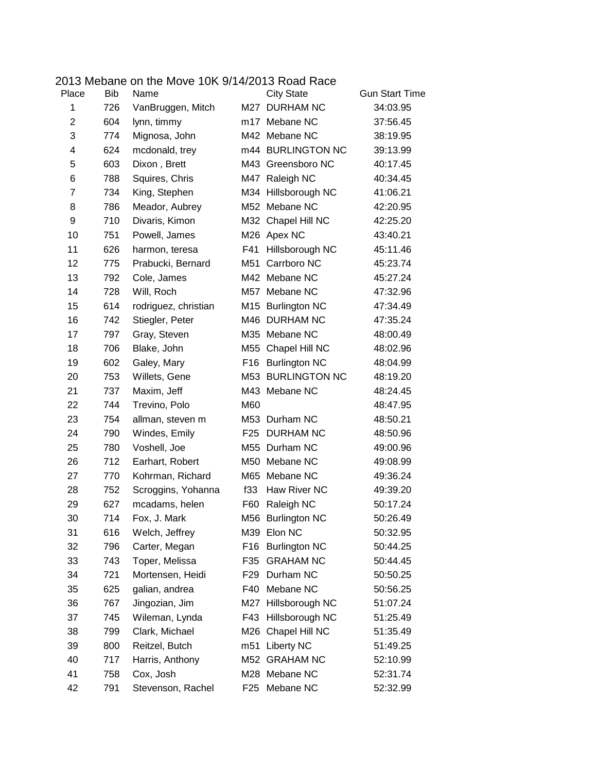# 2013 Mebane on the Move 10K 9/14/2013 Road Race

| Place | Bib | Name | | City State | Gun Start Time |
|---|---|---|---|---|---|
| 1 | 726 | VanBruggen, Mitch | M27 | DURHAM NC | 34:03.95 |
| 2 | 604 | lynn, timmy | m17 | Mebane NC | 37:56.45 |
| 3 | 774 | Mignosa, John | M42 | Mebane NC | 38:19.95 |
| 4 | 624 | mcdonald, trey | m44 | BURLINGTON NC | 39:13.99 |
| 5 | 603 | Dixon , Brett | M43 | Greensboro NC | 40:17.45 |
| 6 | 788 | Squires, Chris | M47 | Raleigh NC | 40:34.45 |
| 7 | 734 | King, Stephen | M34 | Hillsborough NC | 41:06.21 |
| 8 | 786 | Meador, Aubrey | M52 | Mebane NC | 42:20.95 |
| 9 | 710 | Divaris, Kimon | M32 | Chapel Hill NC | 42:25.20 |
| 10 | 751 | Powell, James | M26 | Apex NC | 43:40.21 |
| 11 | 626 | harmon, teresa | F41 | Hillsborough NC | 45:11.46 |
| 12 | 775 | Prabucki, Bernard | M51 | Carrboro NC | 45:23.74 |
| 13 | 792 | Cole, James | M42 | Mebane NC | 45:27.24 |
| 14 | 728 | Will, Roch | M57 | Mebane NC | 47:32.96 |
| 15 | 614 | rodriguez, christian | M15 | Burlington NC | 47:34.49 |
| 16 | 742 | Stiegler, Peter | M46 | DURHAM NC | 47:35.24 |
| 17 | 797 | Gray, Steven | M35 | Mebane NC | 48:00.49 |
| 18 | 706 | Blake, John | M55 | Chapel Hill NC | 48:02.96 |
| 19 | 602 | Galey, Mary | F16 | Burlington NC | 48:04.99 |
| 20 | 753 | Willets, Gene | M53 | BURLINGTON NC | 48:19.20 |
| 21 | 737 | Maxim, Jeff | M43 | Mebane NC | 48:24.45 |
| 22 | 744 | Trevino, Polo | M60 | | 48:47.95 |
| 23 | 754 | allman, steven m | M53 | Durham NC | 48:50.21 |
| 24 | 790 | Windes, Emily | F25 | DURHAM NC | 48:50.96 |
| 25 | 780 | Voshell, Joe | M55 | Durham NC | 49:00.96 |
| 26 | 712 | Earhart, Robert | M50 | Mebane NC | 49:08.99 |
| 27 | 770 | Kohrman, Richard | M65 | Mebane NC | 49:36.24 |
| 28 | 752 | Scroggins, Yohanna | f33 | Haw River NC | 49:39.20 |
| 29 | 627 | mcadams, helen | F60 | Raleigh NC | 50:17.24 |
| 30 | 714 | Fox, J. Mark | M56 | Burlington NC | 50:26.49 |
| 31 | 616 | Welch, Jeffrey | M39 | Elon NC | 50:32.95 |
| 32 | 796 | Carter, Megan | F16 | Burlington NC | 50:44.25 |
| 33 | 743 | Toper, Melissa | F35 | GRAHAM NC | 50:44.45 |
| 34 | 721 | Mortensen, Heidi | F29 | Durham NC | 50:50.25 |
| 35 | 625 | galian, andrea | F40 | Mebane NC | 50:56.25 |
| 36 | 767 | Jingozian, Jim | M27 | Hillsborough NC | 51:07.24 |
| 37 | 745 | Wileman, Lynda | F43 | Hillsborough NC | 51:25.49 |
| 38 | 799 | Clark, Michael | M26 | Chapel Hill NC | 51:35.49 |
| 39 | 800 | Reitzel, Butch | m51 | Liberty NC | 51:49.25 |
| 40 | 717 | Harris, Anthony | M52 | GRAHAM NC | 52:10.99 |
| 41 | 758 | Cox, Josh | M28 | Mebane NC | 52:31.74 |
| 42 | 791 | Stevenson, Rachel | F25 | Mebane NC | 52:32.99 |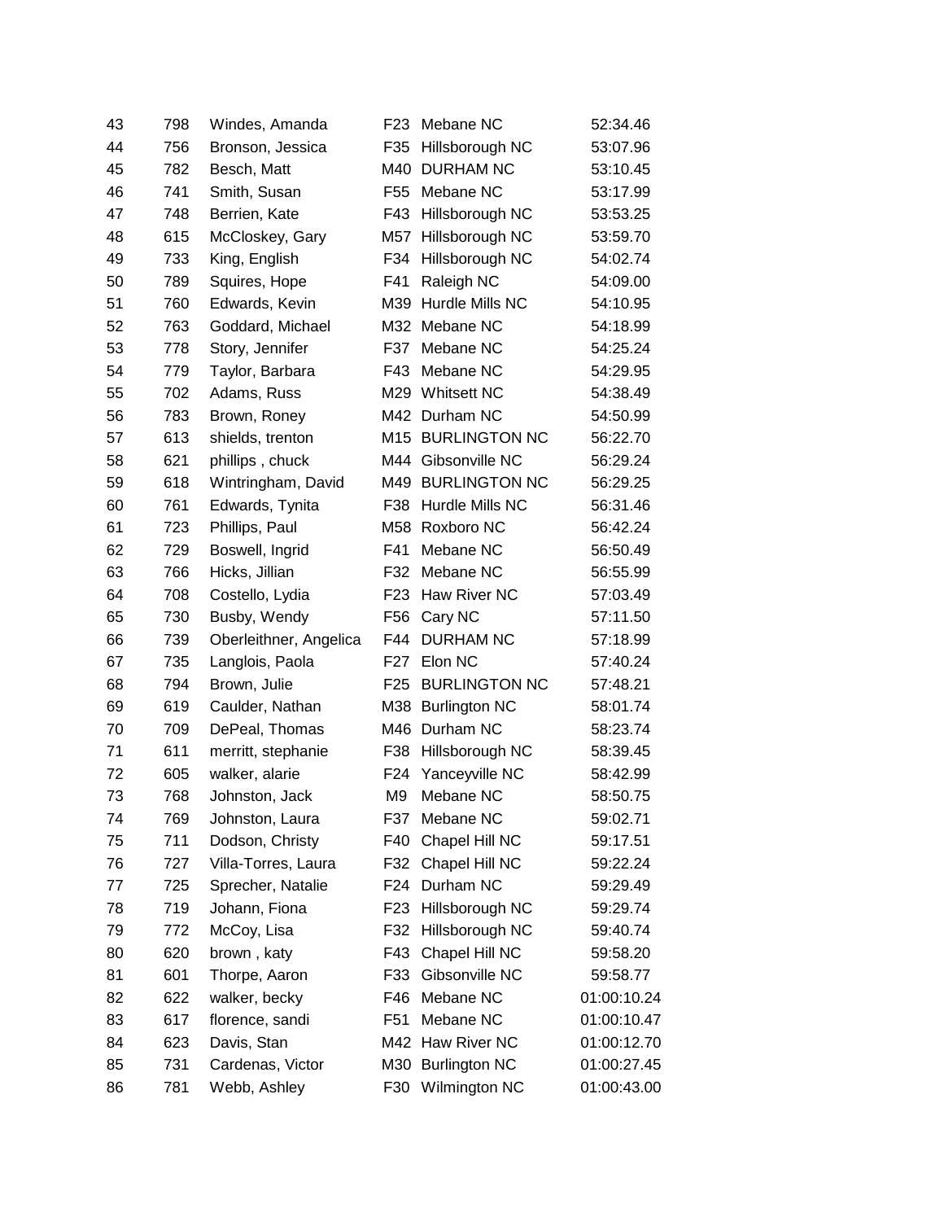| | | | | | |
|---|---|---|---|---|---|
| 43 | 798 | Windes, Amanda | F23 | Mebane NC | 52:34.46 |
| 44 | 756 | Bronson, Jessica | F35 | Hillsborough NC | 53:07.96 |
| 45 | 782 | Besch, Matt | M40 | DURHAM NC | 53:10.45 |
| 46 | 741 | Smith, Susan | F55 | Mebane NC | 53:17.99 |
| 47 | 748 | Berrien, Kate | F43 | Hillsborough NC | 53:53.25 |
| 48 | 615 | McCloskey, Gary | M57 | Hillsborough NC | 53:59.70 |
| 49 | 733 | King, English | F34 | Hillsborough NC | 54:02.74 |
| 50 | 789 | Squires, Hope | F41 | Raleigh NC | 54:09.00 |
| 51 | 760 | Edwards, Kevin | M39 | Hurdle Mills NC | 54:10.95 |
| 52 | 763 | Goddard, Michael | M32 | Mebane NC | 54:18.99 |
| 53 | 778 | Story, Jennifer | F37 | Mebane NC | 54:25.24 |
| 54 | 779 | Taylor, Barbara | F43 | Mebane NC | 54:29.95 |
| 55 | 702 | Adams, Russ | M29 | Whitsett NC | 54:38.49 |
| 56 | 783 | Brown, Roney | M42 | Durham NC | 54:50.99 |
| 57 | 613 | shields, trenton | M15 | BURLINGTON NC | 56:22.70 |
| 58 | 621 | phillips , chuck | M44 | Gibsonville NC | 56:29.24 |
| 59 | 618 | Wintringham, David | M49 | BURLINGTON NC | 56:29.25 |
| 60 | 761 | Edwards, Tynita | F38 | Hurdle Mills NC | 56:31.46 |
| 61 | 723 | Phillips, Paul | M58 | Roxboro NC | 56:42.24 |
| 62 | 729 | Boswell, Ingrid | F41 | Mebane NC | 56:50.49 |
| 63 | 766 | Hicks, Jillian | F32 | Mebane NC | 56:55.99 |
| 64 | 708 | Costello, Lydia | F23 | Haw River NC | 57:03.49 |
| 65 | 730 | Busby, Wendy | F56 | Cary NC | 57:11.50 |
| 66 | 739 | Oberleithner, Angelica | F44 | DURHAM NC | 57:18.99 |
| 67 | 735 | Langlois, Paola | F27 | Elon NC | 57:40.24 |
| 68 | 794 | Brown, Julie | F25 | BURLINGTON NC | 57:48.21 |
| 69 | 619 | Caulder, Nathan | M38 | Burlington NC | 58:01.74 |
| 70 | 709 | DePeal, Thomas | M46 | Durham NC | 58:23.74 |
| 71 | 611 | merritt, stephanie | F38 | Hillsborough NC | 58:39.45 |
| 72 | 605 | walker, alarie | F24 | Yanceyville NC | 58:42.99 |
| 73 | 768 | Johnston, Jack | M9 | Mebane NC | 58:50.75 |
| 74 | 769 | Johnston, Laura | F37 | Mebane NC | 59:02.71 |
| 75 | 711 | Dodson, Christy | F40 | Chapel Hill NC | 59:17.51 |
| 76 | 727 | Villa-Torres, Laura | F32 | Chapel Hill NC | 59:22.24 |
| 77 | 725 | Sprecher, Natalie | F24 | Durham NC | 59:29.49 |
| 78 | 719 | Johann, Fiona | F23 | Hillsborough NC | 59:29.74 |
| 79 | 772 | McCoy, Lisa | F32 | Hillsborough NC | 59:40.74 |
| 80 | 620 | brown , katy | F43 | Chapel Hill NC | 59:58.20 |
| 81 | 601 | Thorpe, Aaron | F33 | Gibsonville NC | 59:58.77 |
| 82 | 622 | walker, becky | F46 | Mebane NC | 01:00:10.24 |
| 83 | 617 | florence, sandi | F51 | Mebane NC | 01:00:10.47 |
| 84 | 623 | Davis, Stan | M42 | Haw River NC | 01:00:12.70 |
| 85 | 731 | Cardenas, Victor | M30 | Burlington NC | 01:00:27.45 |
| 86 | 781 | Webb, Ashley | F30 | Wilmington NC | 01:00:43.00 |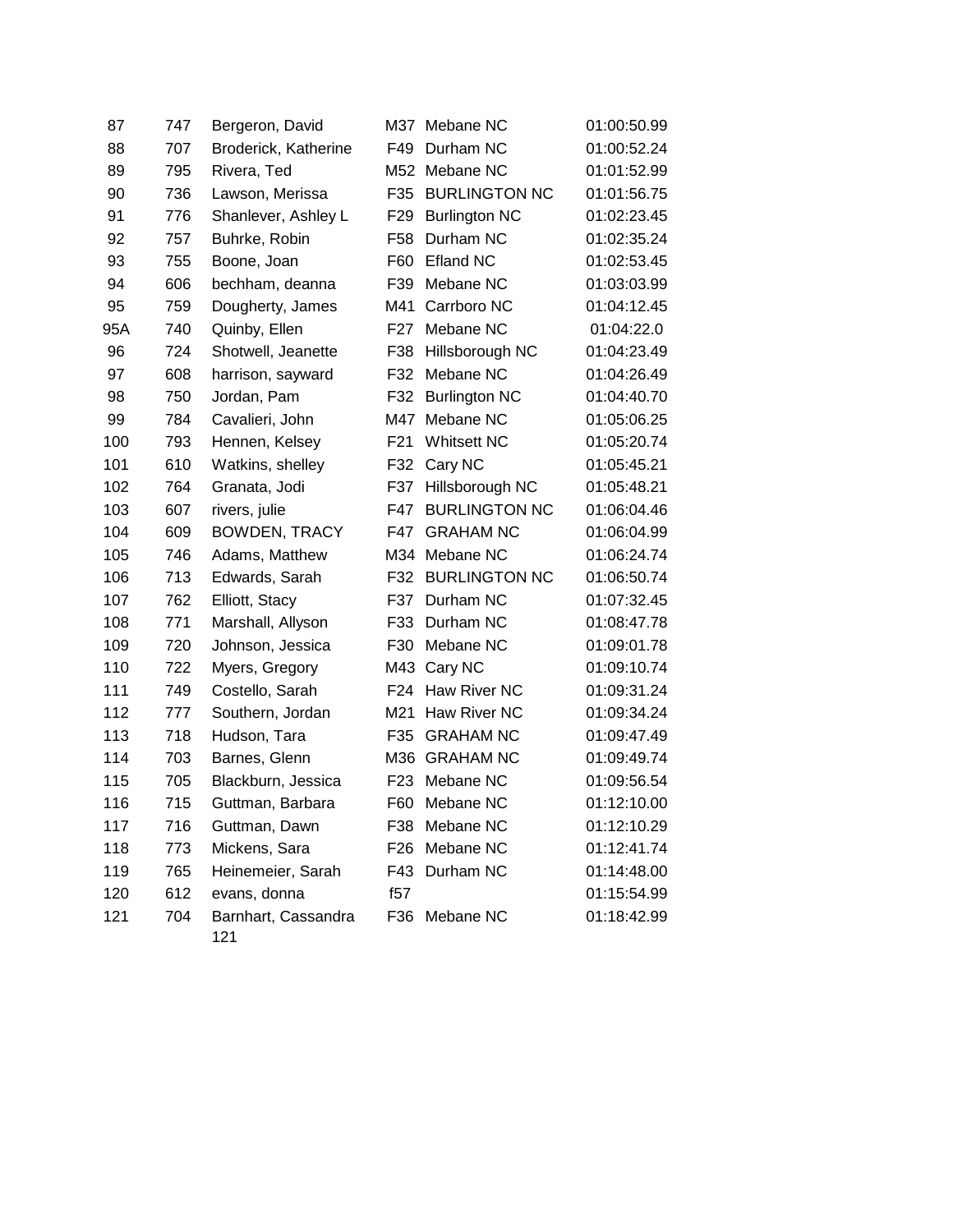| | | | | | |
|---|---|---|---|---|---|
| 87 | 747 | Bergeron, David | M37 | Mebane NC | 01:00:50.99 |
| 88 | 707 | Broderick, Katherine | F49 | Durham NC | 01:00:52.24 |
| 89 | 795 | Rivera, Ted | M52 | Mebane NC | 01:01:52.99 |
| 90 | 736 | Lawson, Merissa | F35 | BURLINGTON NC | 01:01:56.75 |
| 91 | 776 | Shanlever, Ashley L | F29 | Burlington NC | 01:02:23.45 |
| 92 | 757 | Buhrke, Robin | F58 | Durham NC | 01:02:35.24 |
| 93 | 755 | Boone, Joan | F60 | Efland NC | 01:02:53.45 |
| 94 | 606 | bechham, deanna | F39 | Mebane NC | 01:03:03.99 |
| 95 | 759 | Dougherty, James | M41 | Carrboro NC | 01:04:12.45 |
| 95A | 740 | Quinby, Ellen | F27 | Mebane NC | 01:04:22.0 |
| 96 | 724 | Shotwell, Jeanette | F38 | Hillsborough NC | 01:04:23.49 |
| 97 | 608 | harrison, sayward | F32 | Mebane NC | 01:04:26.49 |
| 98 | 750 | Jordan, Pam | F32 | Burlington NC | 01:04:40.70 |
| 99 | 784 | Cavalieri, John | M47 | Mebane NC | 01:05:06.25 |
| 100 | 793 | Hennen, Kelsey | F21 | Whitsett NC | 01:05:20.74 |
| 101 | 610 | Watkins, shelley | F32 | Cary NC | 01:05:45.21 |
| 102 | 764 | Granata, Jodi | F37 | Hillsborough NC | 01:05:48.21 |
| 103 | 607 | rivers, julie | F47 | BURLINGTON NC | 01:06:04.46 |
| 104 | 609 | BOWDEN, TRACY | F47 | GRAHAM NC | 01:06:04.99 |
| 105 | 746 | Adams, Matthew | M34 | Mebane NC | 01:06:24.74 |
| 106 | 713 | Edwards, Sarah | F32 | BURLINGTON NC | 01:06:50.74 |
| 107 | 762 | Elliott, Stacy | F37 | Durham NC | 01:07:32.45 |
| 108 | 771 | Marshall, Allyson | F33 | Durham NC | 01:08:47.78 |
| 109 | 720 | Johnson, Jessica | F30 | Mebane NC | 01:09:01.78 |
| 110 | 722 | Myers, Gregory | M43 | Cary NC | 01:09:10.74 |
| 111 | 749 | Costello, Sarah | F24 | Haw River NC | 01:09:31.24 |
| 112 | 777 | Southern, Jordan | M21 | Haw River NC | 01:09:34.24 |
| 113 | 718 | Hudson, Tara | F35 | GRAHAM NC | 01:09:47.49 |
| 114 | 703 | Barnes, Glenn | M36 | GRAHAM NC | 01:09:49.74 |
| 115 | 705 | Blackburn, Jessica | F23 | Mebane NC | 01:09:56.54 |
| 116 | 715 | Guttman, Barbara | F60 | Mebane NC | 01:12:10.00 |
| 117 | 716 | Guttman, Dawn | F38 | Mebane NC | 01:12:10.29 |
| 118 | 773 | Mickens, Sara | F26 | Mebane NC | 01:12:41.74 |
| 119 | 765 | Heinemeier, Sarah | F43 | Durham NC | 01:14:48.00 |
| 120 | 612 | evans, donna | f57 | | 01:15:54.99 |
| 121 | 704 | Barnhart, Cassandra 121 | F36 | Mebane NC | 01:18:42.99 |